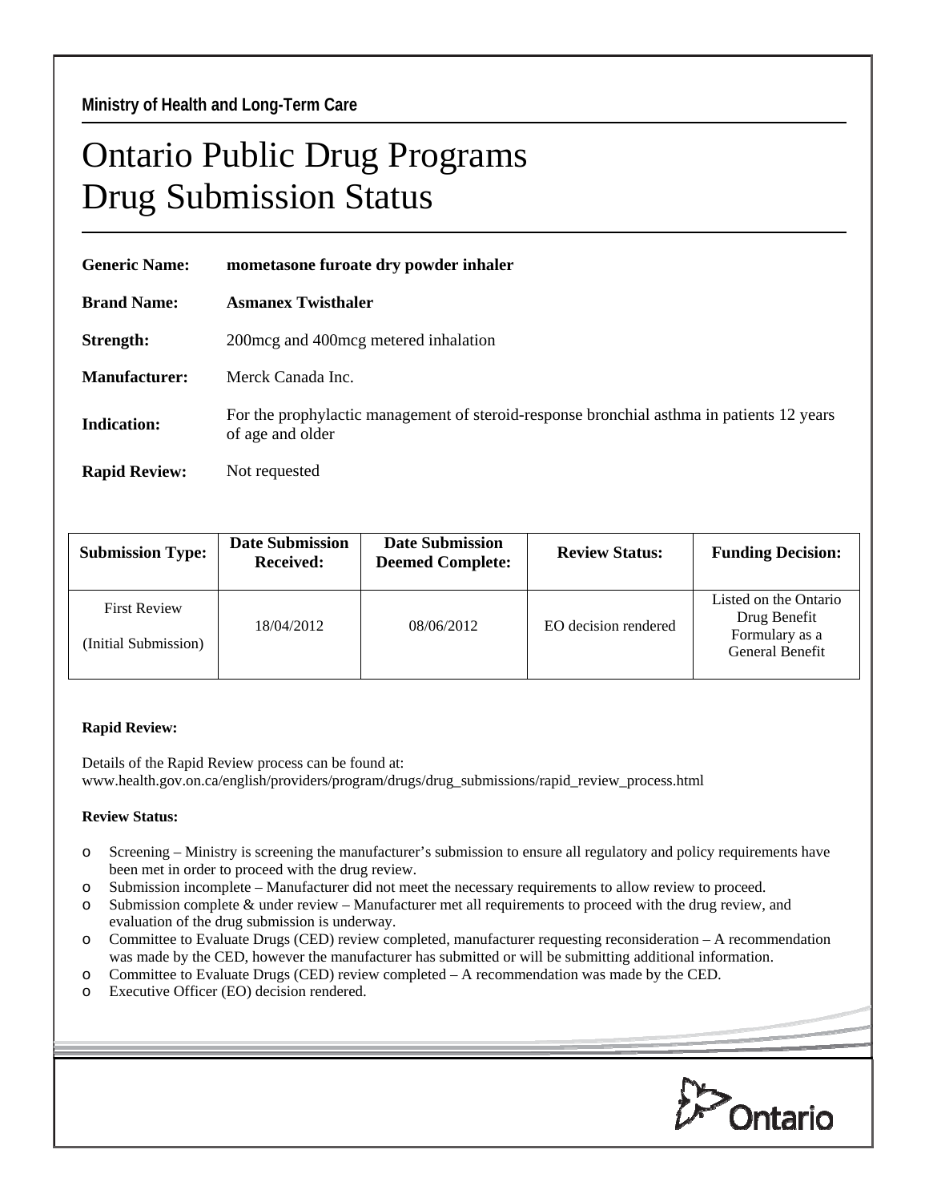**Ministry of Health and Long-Term Care**

# Ontario Public Drug Programs
# Drug Submission Status

**Generic Name:** **mometasone furoate dry powder inhaler**

**Brand Name:** **Asmanex Twisthaler**

**Strength:** 200mcg and 400mcg metered inhalation

**Manufacturer:** Merck Canada Inc.

**Indication:** For the prophylactic management of steroid-response bronchial asthma in patients 12 years of age and older

**Rapid Review:** Not requested

| Submission Type: | Date Submission Received: | Date Submission Deemed Complete: | Review Status: | Funding Decision: |
|---|---|---|---|---|
| First Review (Initial Submission) | 18/04/2012 | 08/06/2012 | EO decision rendered | Listed on the Ontario Drug Benefit Formulary as a General Benefit |

**Rapid Review:**

Details of the Rapid Review process can be found at:
www.health.gov.on.ca/english/providers/program/drugs/drug_submissions/rapid_review_process.html

**Review Status:**

- Screening – Ministry is screening the manufacturer's submission to ensure all regulatory and policy requirements have been met in order to proceed with the drug review.
- Submission incomplete – Manufacturer did not meet the necessary requirements to allow review to proceed.
- Submission complete & under review – Manufacturer met all requirements to proceed with the drug review, and evaluation of the drug submission is underway.
- Committee to Evaluate Drugs (CED) review completed, manufacturer requesting reconsideration – A recommendation was made by the CED, however the manufacturer has submitted or will be submitting additional information.
- Committee to Evaluate Drugs (CED) review completed – A recommendation was made by the CED.
- Executive Officer (EO) decision rendered.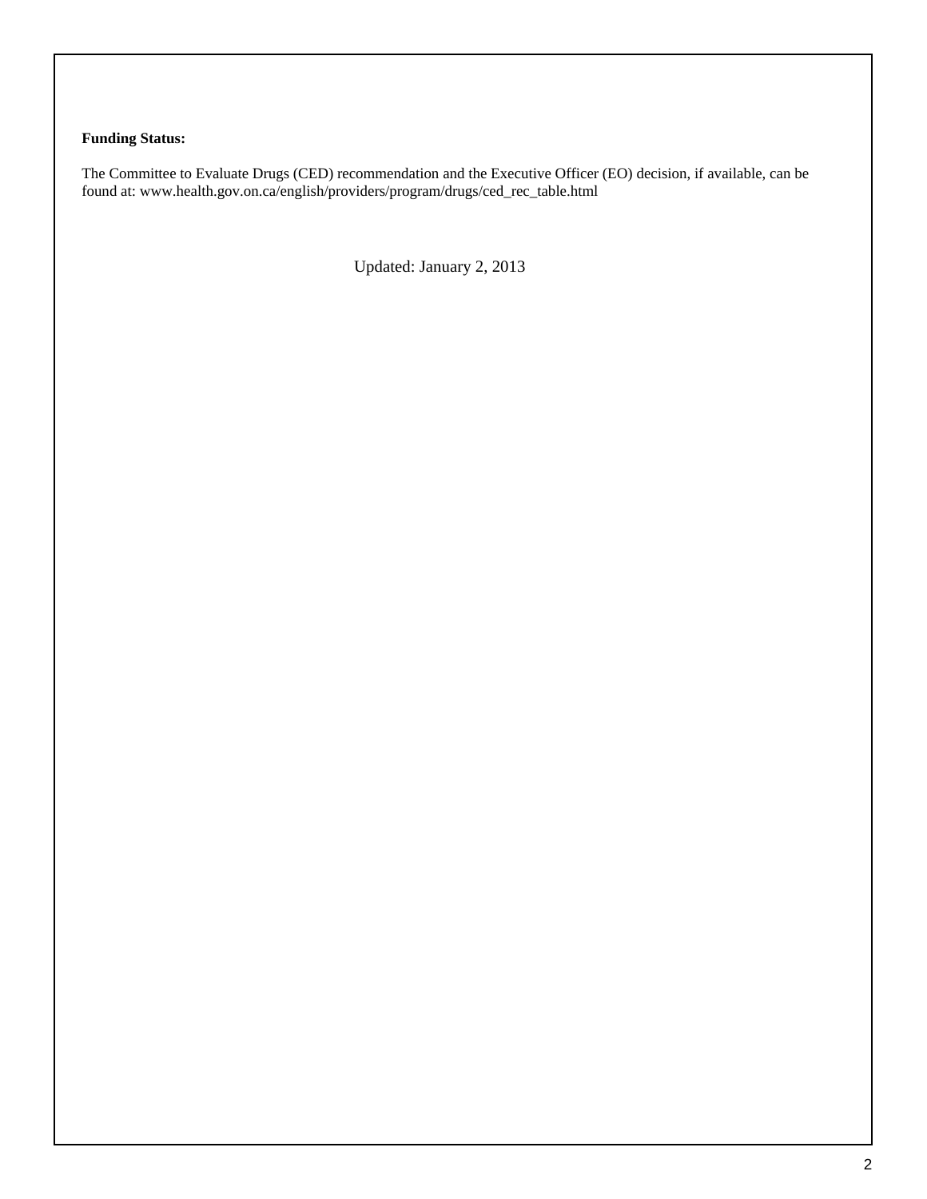**Funding Status:**

The Committee to Evaluate Drugs (CED) recommendation and the Executive Officer (EO) decision, if available, can be found at: www.health.gov.on.ca/english/providers/program/drugs/ced_rec_table.html

Updated: January 2, 2013